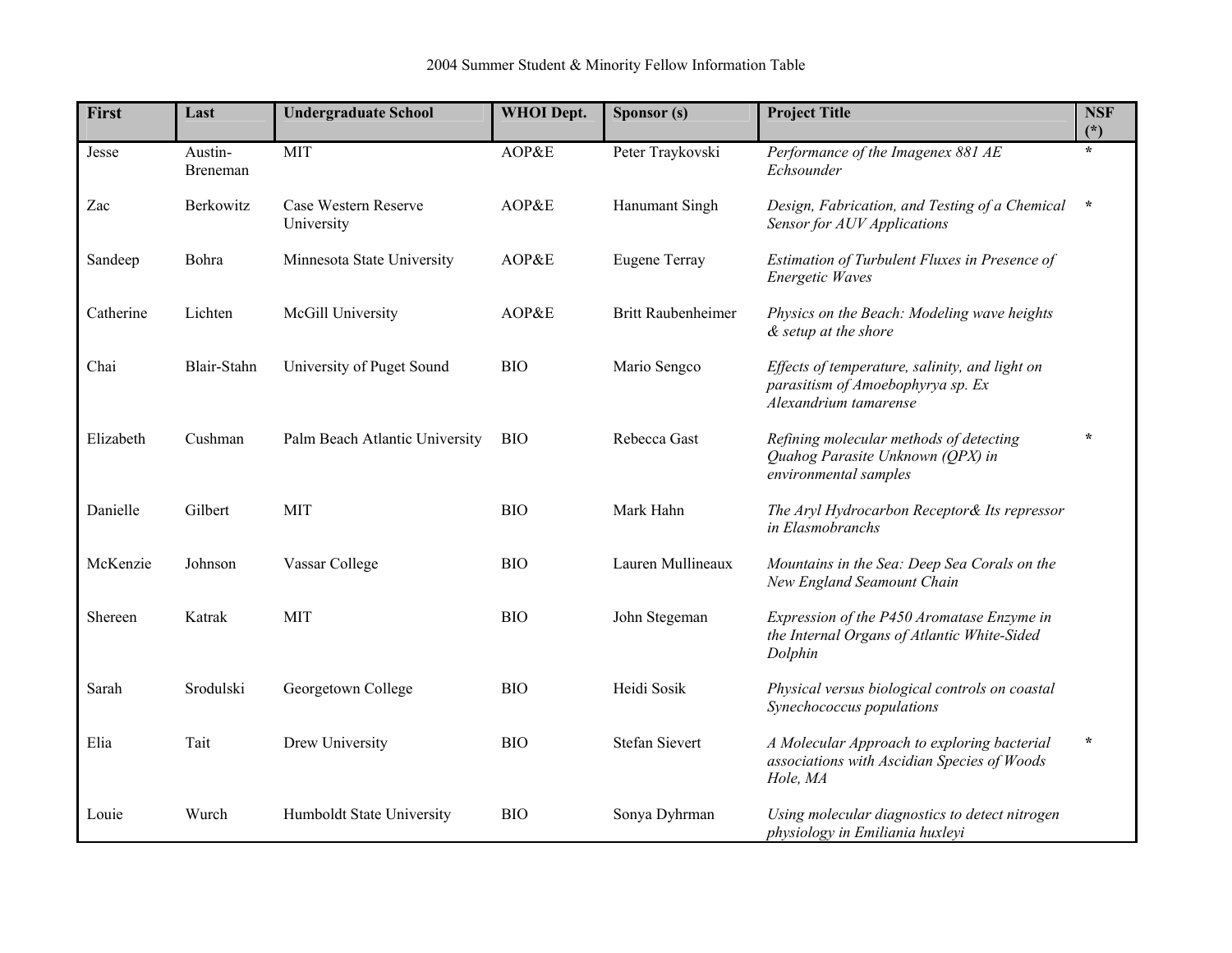2004 Summer Student & Minority Fellow Information Table

| First | Last | Undergraduate School | WHOI Dept. | Sponsor (s) | Project Title | NSF (*) |
|---|---|---|---|---|---|---|
| Jesse | Austin-Breneman | MIT | AOP&E | Peter Traykovski | *Performance of the Imagenex 881 AE Echsounder* | * |
| Zac | Berkowitz | Case Western Reserve University | AOP&E | Hanumant Singh | *Design, Fabrication, and Testing of a Chemical Sensor for AUV Applications* | * |
| Sandeep | Bohra | Minnesota State University | AOP&E | Eugene Terray | *Estimation of Turbulent Fluxes in Presence of Energetic Waves* | |
| Catherine | Lichten | McGill University | AOP&E | Britt Raubenheimer | *Physics on the Beach: Modeling wave heights & setup at the shore* | |
| Chai | Blair-Stahn | University of Puget Sound | BIO | Mario Sengco | *Effects of temperature, salinity, and light on parasitism of Amoebophyrya sp. Ex Alexandrium tamarense* | |
| Elizabeth | Cushman | Palm Beach Atlantic University | BIO | Rebecca Gast | *Refining molecular methods of detecting Quahog Parasite Unknown (QPX) in environmental samples* | * |
| Danielle | Gilbert | MIT | BIO | Mark Hahn | *The Aryl Hydrocarbon Receptor& Its repressor in Elasmobranchs* | |
| McKenzie | Johnson | Vassar College | BIO | Lauren Mullineaux | *Mountains in the Sea: Deep Sea Corals on the New England Seamount Chain* | |
| Shereen | Katrak | MIT | BIO | John Stegeman | *Expression of the P450 Aromatase Enzyme in the Internal Organs of Atlantic White-Sided Dolphin* | |
| Sarah | Srodulski | Georgetown College | BIO | Heidi Sosik | *Physical versus biological controls on coastal Synechococcus populations* | |
| Elia | Tait | Drew University | BIO | Stefan Sievert | *A Molecular Approach to exploring bacterial associations with Ascidian Species of Woods Hole, MA* | * |
| Louie | Wurch | Humboldt State University | BIO | Sonya Dyhrman | *Using molecular diagnostics to detect nitrogen physiology in Emiliania huxleyi* | |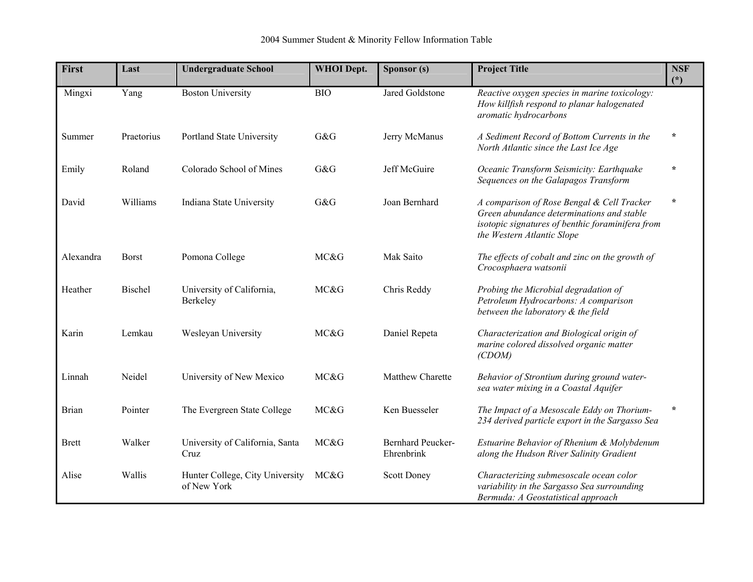2004 Summer Student & Minority Fellow Information Table

| First | Last | Undergraduate School | WHOI Dept. | Sponsor (s) | Project Title | NSF (*) |
|---|---|---|---|---|---|---|
| Mingxi | Yang | Boston University | BIO | Jared Goldstone | *Reactive oxygen species in marine toxicology: How killfish respond to planar halogenated aromatic hydrocarbons* | |
| Summer | Praetorius | Portland State University | G&G | Jerry McManus | *A Sediment Record of Bottom Currents in the North Atlantic since the Last Ice Age* | * |
| Emily | Roland | Colorado School of Mines | G&G | Jeff McGuire | *Oceanic Transform Seismicity: Earthquake Sequences on the Galapagos Transform* | * |
| David | Williams | Indiana State University | G&G | Joan Bernhard | *A comparison of Rose Bengal & Cell Tracker Green abundance determinations and stable isotopic signatures of benthic foraminifera from the Western Atlantic Slope* | * |
| Alexandra | Borst | Pomona College | MC&G | Mak Saito | *The effects of cobalt and zinc on the growth of Crocosphaera watsonii* | |
| Heather | Bischel | University of California, Berkeley | MC&G | Chris Reddy | *Probing the Microbial degradation of Petroleum Hydrocarbons: A comparison between the laboratory & the field* | |
| Karin | Lemkau | Wesleyan University | MC&G | Daniel Repeta | *Characterization and Biological origin of marine colored dissolved organic matter (CDOM)* | |
| Linnah | Neidel | University of New Mexico | MC&G | Matthew Charette | *Behavior of Strontium during ground water-sea water mixing in a Coastal Aquifer* | |
| Brian | Pointer | The Evergreen State College | MC&G | Ken Buesseler | *The Impact of a Mesoscale Eddy on Thorium-234 derived particle export in the Sargasso Sea* | * |
| Brett | Walker | University of California, Santa Cruz | MC&G | Bernhard Peucker-Ehrenbrink | *Estuarine Behavior of Rhenium & Molybdenum along the Hudson River Salinity Gradient* | |
| Alise | Wallis | Hunter College, City University of New York | MC&G | Scott Doney | *Characterizing submesoscale ocean color variability in the Sargasso Sea surrounding Bermuda: A Geostatistical approach* | |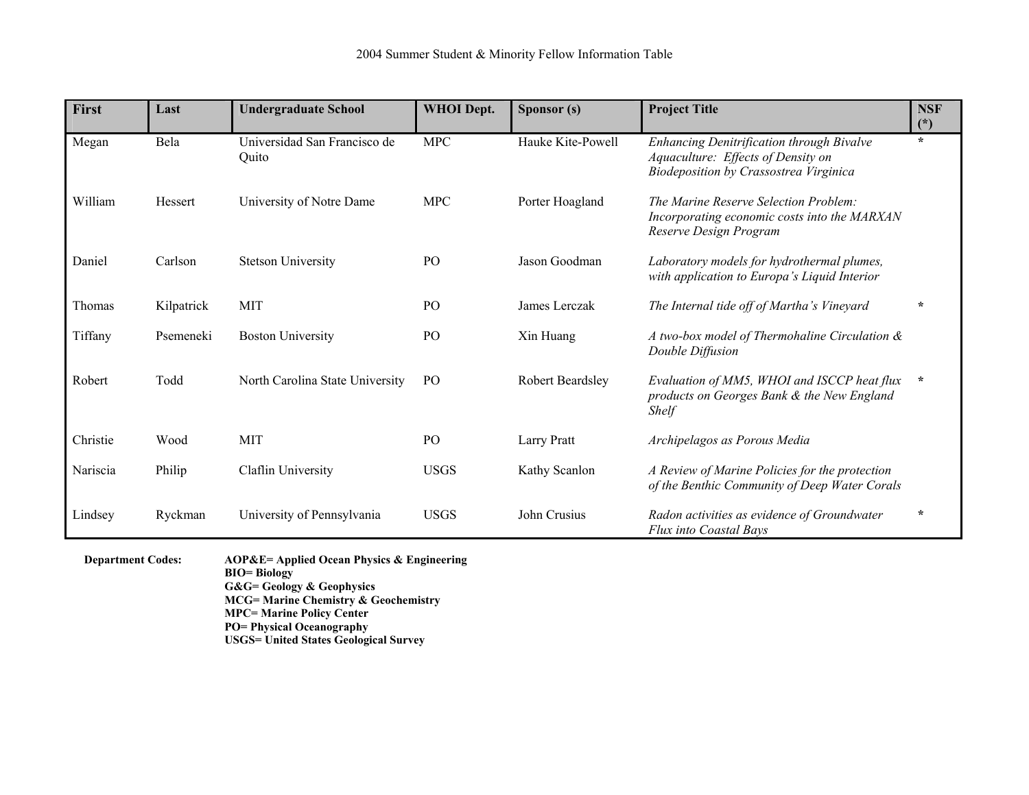2004 Summer Student & Minority Fellow Information Table

| First | Last | Undergraduate School | WHOI Dept. | Sponsor (s) | Project Title | NSF (*) |
|---|---|---|---|---|---|---|
| Megan | Bela | Universidad San Francisco de Quito | MPC | Hauke Kite-Powell | *Enhancing Denitrification through Bivalve Aquaculture: Effects of Density on Biodeposition by Crassostrea Virginica* | * |
| William | Hessert | University of Notre Dame | MPC | Porter Hoagland | *The Marine Reserve Selection Problem: Incorporating economic costs into the MARXAN Reserve Design Program* | |
| Daniel | Carlson | Stetson University | PO | Jason Goodman | *Laboratory models for hydrothermal plumes, with application to Europa's Liquid Interior* | |
| Thomas | Kilpatrick | MIT | PO | James Lerczak | *The Internal tide off of Martha's Vineyard* | * |
| Tiffany | Psemeneki | Boston University | PO | Xin Huang | *A two-box model of Thermohaline Circulation & Double Diffusion* | |
| Robert | Todd | North Carolina State University | PO | Robert Beardsley | *Evaluation of MM5, WHOI and ISCCP heat flux products on Georges Bank & the New England Shelf* | * |
| Christie | Wood | MIT | PO | Larry Pratt | *Archipelagos as Porous Media* | |
| Nariscia | Philip | Claflin University | USGS | Kathy Scanlon | *A Review of Marine Policies for the protection of the Benthic Community of Deep Water Corals* | |
| Lindsey | Ryckman | University of Pennsylvania | USGS | John Crusius | *Radon activities as evidence of Groundwater Flux into Coastal Bays* | * |

**Department Codes:**

**AOP&E= Applied Ocean Physics & Engineering**
**BIO= Biology**
**G&G= Geology & Geophysics**
**MCG= Marine Chemistry & Geochemistry**
**MPC= Marine Policy Center**
**PO= Physical Oceanography**
**USGS= United States Geological Survey**